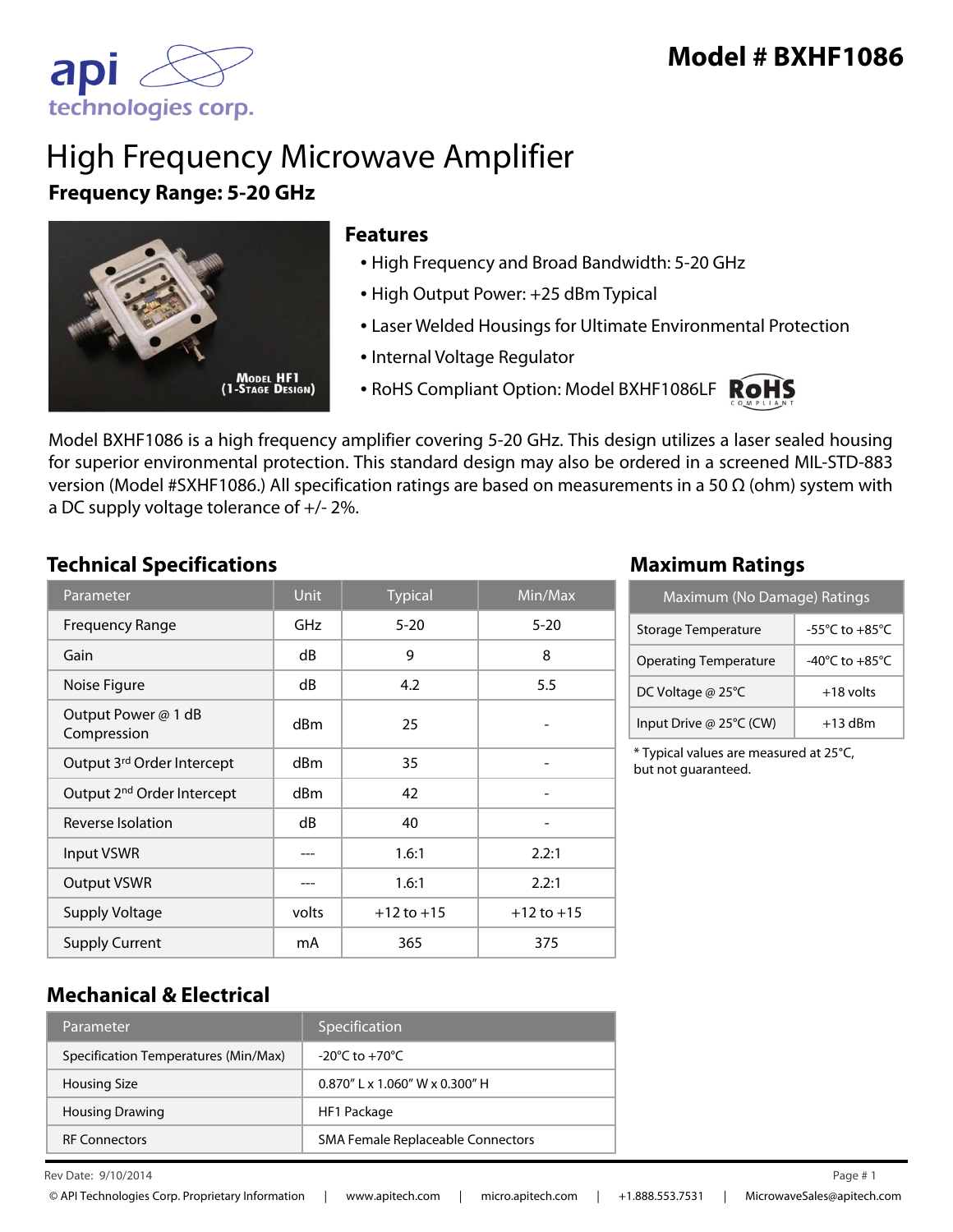# Model # BXHF1086

# High Frequency Microwave Amplifier

**Frequency Range: 5-20 GHz**

Model HF1
(1-Stage Design)

## Features

- High Frequency and Broad Bandwidth: 5-20 GHz
- High Output Power: +25 dBm Typical
- Laser Welded Housings for Ultimate Environmental Protection
- Internal Voltage Regulator
- RoHS Compliant Option: Model BXHF1086LF

Model BXHF1086 is a high frequency amplifier covering 5-20 GHz. This design utilizes a laser sealed housing for superior environmental protection. This standard design may also be ordered in a screened MIL-STD-883 version (Model #SXHF1086.) All specification ratings are based on measurements in a 50 Ω (ohm) system with a DC supply voltage tolerance of +/- 2%.

## Technical Specifications

| Parameter | Unit | Typical | Min/Max |
|---|---|---|---|
| Frequency Range | GHz | 5-20 | 5-20 |
| Gain | dB | 9 | 8 |
| Noise Figure | dB | 4.2 | 5.5 |
| Output Power @ 1 dB Compression | dBm | 25 | - |
| Output 3rd Order Intercept | dBm | 35 | - |
| Output 2nd Order Intercept | dBm | 42 | - |
| Reverse Isolation | dB | 40 | - |
| Input VSWR | --- | 1.6:1 | 2.2:1 |
| Output VSWR | --- | 1.6:1 | 2.2:1 |
| Supply Voltage | volts | +12 to +15 | +12 to +15 |
| Supply Current | mA | 365 | 375 |

## Maximum Ratings

| Maximum (No Damage) Ratings | |
|---|---|
| Storage Temperature | -55°C to +85°C |
| Operating Temperature | -40°C to +85°C |
| DC Voltage @ 25°C | +18 volts |
| Input Drive @ 25°C (CW) | +13 dBm |

* Typical values are measured at 25°C, but not guaranteed.

## Mechanical & Electrical

| Parameter | Specification |
|---|---|
| Specification Temperatures (Min/Max) | -20°C to +70°C |
| Housing Size | 0.870" L x 1.060" W x 0.300" H |
| Housing Drawing | HF1 Package |
| RF Connectors | SMA Female Replaceable Connectors |

Rev Date: 9/10/2014

© API Technologies Corp. Proprietary Information | www.apitech.com | micro.apitech.com | +1.888.553.7531 | MicrowaveSales@apitech.com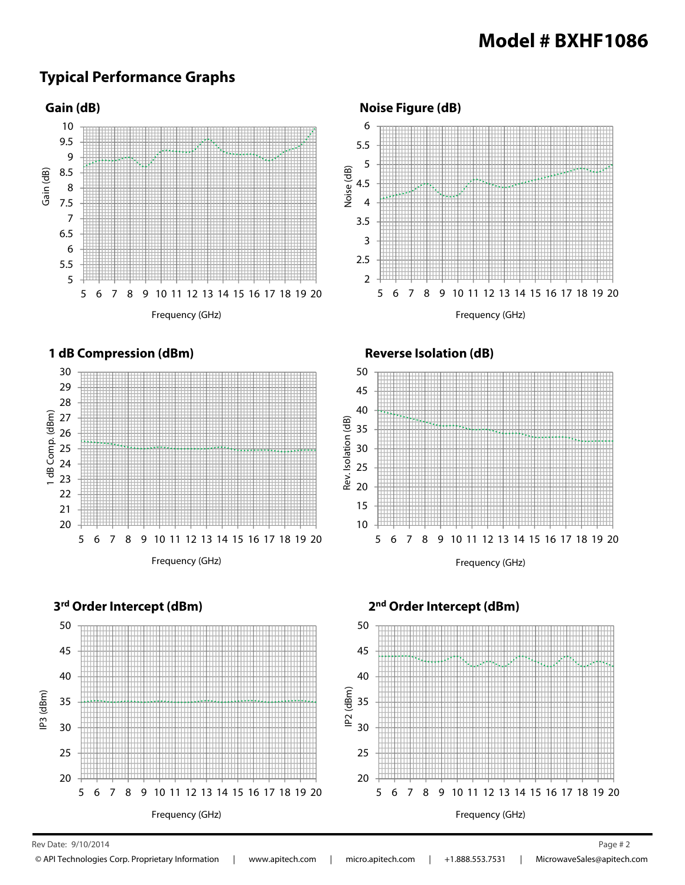# Model # BXHF1086

## Typical Performance Graphs

### Gain (dB)

Gain (dB)

Frequency (GHz)

### Noise Figure (dB)

Noise (dB)

Frequency (GHz)

### 1 dB Compression (dBm)

1 dB Comp. (dBm)

Frequency (GHz)

### Reverse Isolation (dB)

Rev. Isolation (dB)

Frequency (GHz)

### 3rd Order Intercept (dBm)

IP3 (dBm)

Frequency (GHz)

### 2nd Order Intercept (dBm)

IP2 (dBm)

Frequency (GHz)

Rev Date: 9/10/2014

© API Technologies Corp. Proprietary Information | www.apitech.com | micro.apitech.com | +1.888.553.7531 | MicrowaveSales@apitech.com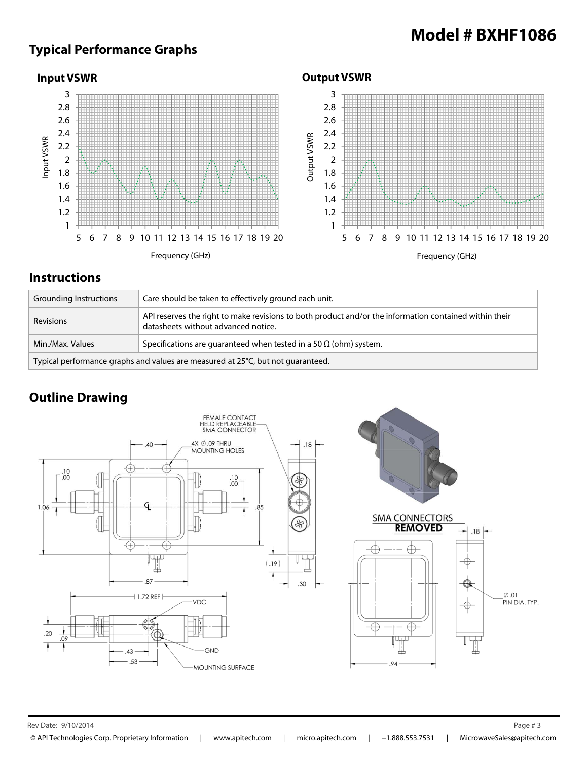# Model # BXHF1086

## Typical Performance Graphs

### Input VSWR

Input VSWR

3
2.8
2.6
2.4
2.2
2
1.8
1.6
1.4
1.2
1

5 6 7 8 9 10 11 12 13 14 15 16 17 18 19 20

Frequency (GHz)

### Output VSWR

Output VSWR

3
2.8
2.6
2.4
2.2
2
1.8
1.6
1.4
1.2
1

5 6 7 8 9 10 11 12 13 14 15 16 17 18 19 20

Frequency (GHz)

## Instructions

| | |
|---|---|
| Grounding Instructions | Care should be taken to effectively ground each unit. |
| Revisions | API reserves the right to make revisions to both product and/or the information contained within their datasheets without advanced notice. |
| Min./Max. Values | Specifications are guaranteed when tested in a 50 Ω (ohm) system. |
| Typical performance graphs and values are measured at 25°C, but not guaranteed. | |

## Outline Drawing

FEMALE CONTACT
FIELD REPLACEABLE
SMA CONNECTOR

4X ∅ .09 THRU
MOUNTING HOLES

.40
.18
.10
.00
.10
.00
1.06
.85
(.19)
.87
.30
(1.72 REF)
VDC
.20
.09
.43
.53
GND
MOUNTING SURFACE

SMA CONNECTORS
**REMOVED**

.18
∅ .01
PIN DIA. TYP.
.94